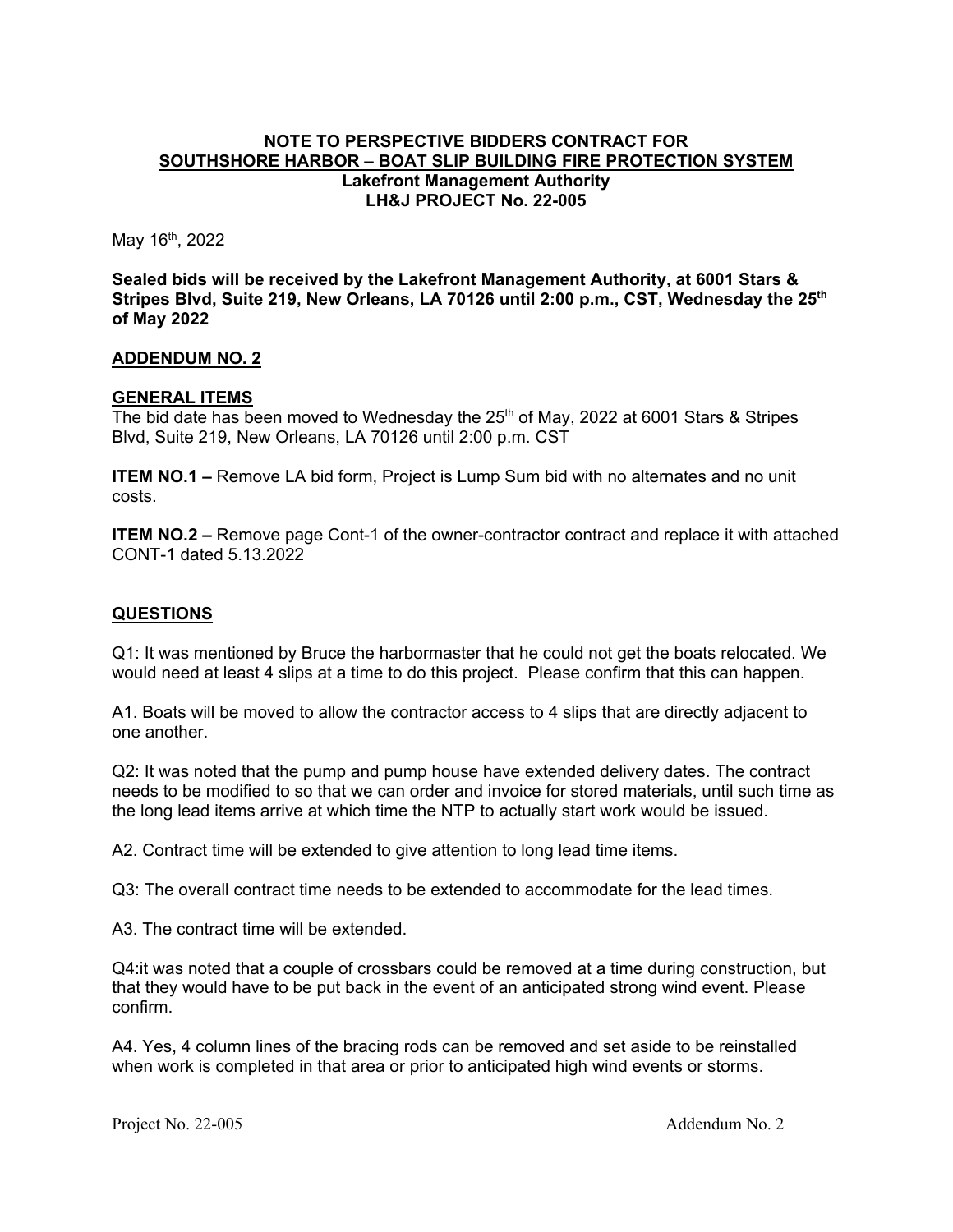**NOTE TO PERSPECTIVE BIDDERS CONTRACT FOR**
**SOUTHSHORE HARBOR – BOAT SLIP BUILDING FIRE PROTECTION SYSTEM**
**Lakefront Management Authority**
**LH&J PROJECT No. 22-005**

May 16th, 2022

**Sealed bids will be received by the Lakefront Management Authority, at 6001 Stars & Stripes Blvd, Suite 219, New Orleans, LA 70126 until 2:00 p.m., CST, Wednesday the 25th of May 2022**

## ADDENDUM NO. 2

### GENERAL ITEMS

The bid date has been moved to Wednesday the 25th of May, 2022 at 6001 Stars & Stripes Blvd, Suite 219, New Orleans, LA 70126 until 2:00 p.m. CST

**ITEM NO.1 –** Remove LA bid form, Project is Lump Sum bid with no alternates and no unit costs.

**ITEM NO.2 –** Remove page Cont-1 of the owner-contractor contract and replace it with attached CONT-1 dated 5.13.2022

### QUESTIONS

Q1: It was mentioned by Bruce the harbormaster that he could not get the boats relocated. We would need at least 4 slips at a time to do this project. Please confirm that this can happen.

A1. Boats will be moved to allow the contractor access to 4 slips that are directly adjacent to one another.

Q2: It was noted that the pump and pump house have extended delivery dates. The contract needs to be modified to so that we can order and invoice for stored materials, until such time as the long lead items arrive at which time the NTP to actually start work would be issued.

A2. Contract time will be extended to give attention to long lead time items.

Q3: The overall contract time needs to be extended to accommodate for the lead times.

A3. The contract time will be extended.

Q4:it was noted that a couple of crossbars could be removed at a time during construction, but that they would have to be put back in the event of an anticipated strong wind event. Please confirm.

A4. Yes, 4 column lines of the bracing rods can be removed and set aside to be reinstalled when work is completed in that area or prior to anticipated high wind events or storms.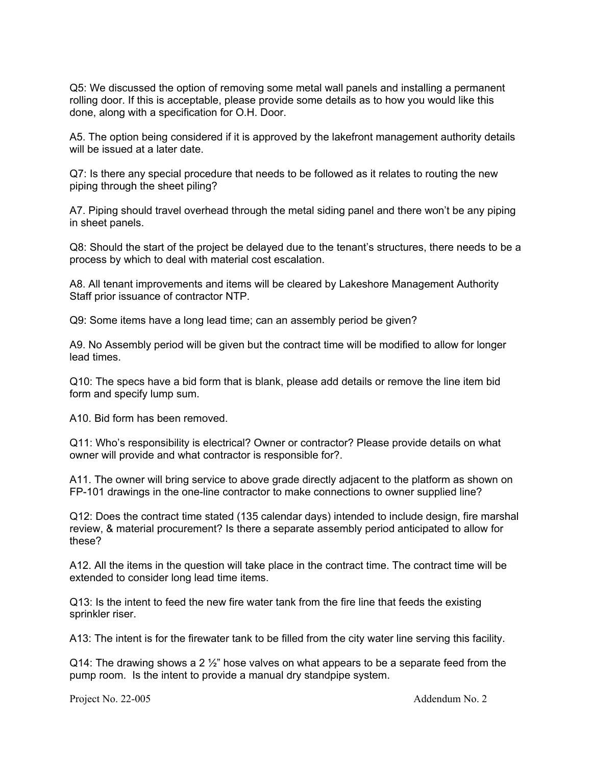Q5: We discussed the option of removing some metal wall panels and installing a permanent rolling door. If this is acceptable, please provide some details as to how you would like this done, along with a specification for O.H. Door.

A5. The option being considered if it is approved by the lakefront management authority details will be issued at a later date.

Q7: Is there any special procedure that needs to be followed as it relates to routing the new piping through the sheet piling?

A7. Piping should travel overhead through the metal siding panel and there won't be any piping in sheet panels.

Q8: Should the start of the project be delayed due to the tenant's structures, there needs to be a process by which to deal with material cost escalation.

A8. All tenant improvements and items will be cleared by Lakeshore Management Authority Staff prior issuance of contractor NTP.

Q9: Some items have a long lead time; can an assembly period be given?

A9. No Assembly period will be given but the contract time will be modified to allow for longer lead times.

Q10: The specs have a bid form that is blank, please add details or remove the line item bid form and specify lump sum.

A10. Bid form has been removed.

Q11: Who's responsibility is electrical? Owner or contractor? Please provide details on what owner will provide and what contractor is responsible for?.

A11. The owner will bring service to above grade directly adjacent to the platform as shown on FP-101 drawings in the one-line contractor to make connections to owner supplied line?

Q12: Does the contract time stated (135 calendar days) intended to include design, fire marshal review, & material procurement? Is there a separate assembly period anticipated to allow for these?

A12. All the items in the question will take place in the contract time. The contract time will be extended to consider long lead time items.

Q13: Is the intent to feed the new fire water tank from the fire line that feeds the existing sprinkler riser.

A13: The intent is for the firewater tank to be filled from the city water line serving this facility.

Q14: The drawing shows a 2 ½" hose valves on what appears to be a separate feed from the pump room. Is the intent to provide a manual dry standpipe system.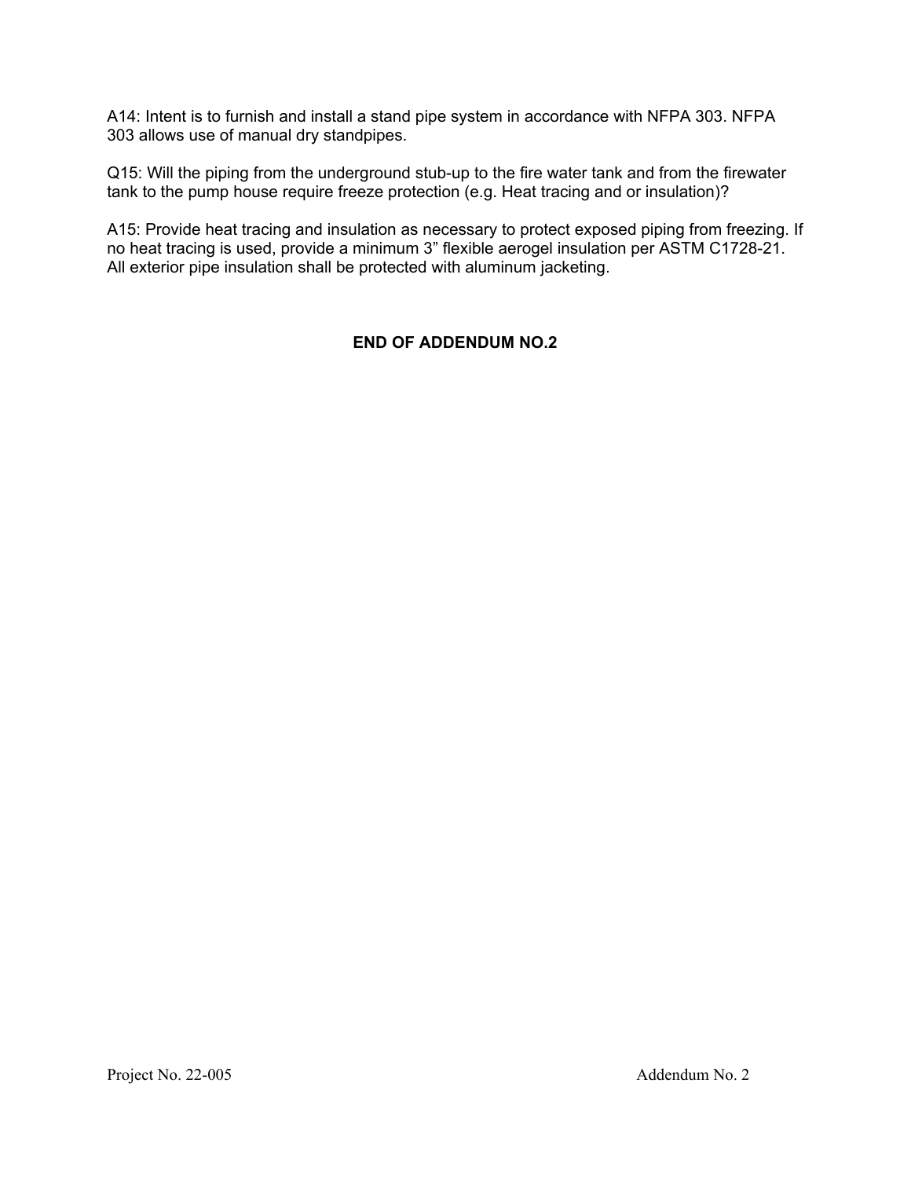A14: Intent is to furnish and install a stand pipe system in accordance with NFPA 303. NFPA 303 allows use of manual dry standpipes.

Q15: Will the piping from the underground stub-up to the fire water tank and from the firewater tank to the pump house require freeze protection (e.g. Heat tracing and or insulation)?

A15: Provide heat tracing and insulation as necessary to protect exposed piping from freezing. If no heat tracing is used, provide a minimum 3" flexible aerogel insulation per ASTM C1728-21. All exterior pipe insulation shall be protected with aluminum jacketing.

**END OF ADDENDUM NO.2**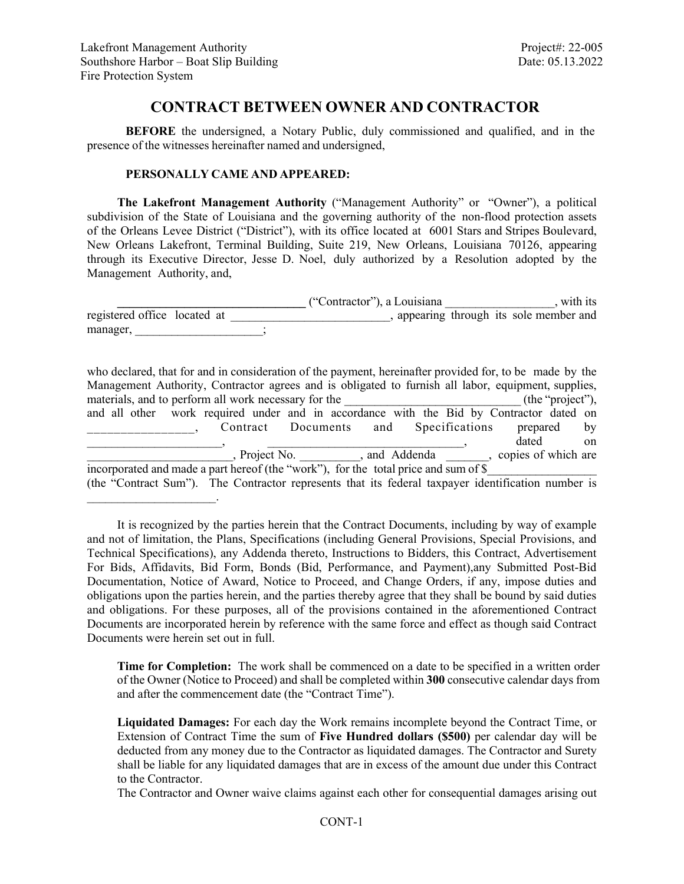Lakefront Management Authority
Southshore Harbor – Boat Slip Building
Fire Protection System

Project#: 22-005
Date: 05.13.2022

# CONTRACT BETWEEN OWNER AND CONTRACTOR

**BEFORE** the undersigned, a Notary Public, duly commissioned and qualified, and in the presence of the witnesses hereinafter named and undersigned,

**PERSONALLY CAME AND APPEARED:**

**The Lakefront Management Authority** ("Management Authority" or "Owner"), a political subdivision of the State of Louisiana and the governing authority of the non-flood protection assets of the Orleans Levee District ("District"), with its office located at 6001 Stars and Stripes Boulevard, New Orleans Lakefront, Terminal Building, Suite 219, New Orleans, Louisiana 70126, appearing through its Executive Director, Jesse D. Noel, duly authorized by a Resolution adopted by the Management Authority, and,

________________________________ ("Contractor"), a Louisiana __________________, with its registered office located at ___________________________, appearing through its sole member and manager, _____________________;

who declared, that for and in consideration of the payment, hereinafter provided for, to be made by the Management Authority, Contractor agrees and is obligated to furnish all labor, equipment, supplies, materials, and to perform all work necessary for the ______________________________ (the "project"), and all other work required under and in accordance with the Bid by Contractor dated on ________________, Contract Documents and Specifications prepared by ______________________, ________________________________, dated on _______________________, Project No. _________, and Addenda _______, copies of which are incorporated and made a part hereof (the "work"), for the total price and sum of $__________________ (the "Contract Sum"). The Contractor represents that its federal taxpayer identification number is _____________________.

It is recognized by the parties herein that the Contract Documents, including by way of example and not of limitation, the Plans, Specifications (including General Provisions, Special Provisions, and Technical Specifications), any Addenda thereto, Instructions to Bidders, this Contract, Advertisement For Bids, Affidavits, Bid Form, Bonds (Bid, Performance, and Payment),any Submitted Post-Bid Documentation, Notice of Award, Notice to Proceed, and Change Orders, if any, impose duties and obligations upon the parties herein, and the parties thereby agree that they shall be bound by said duties and obligations. For these purposes, all of the provisions contained in the aforementioned Contract Documents are incorporated herein by reference with the same force and effect as though said Contract Documents were herein set out in full.

**Time for Completion:** The work shall be commenced on a date to be specified in a written order of the Owner (Notice to Proceed) and shall be completed within **300** consecutive calendar days from and after the commencement date (the "Contract Time").

**Liquidated Damages:** For each day the Work remains incomplete beyond the Contract Time, or Extension of Contract Time the sum of **Five Hundred dollars ($500)** per calendar day will be deducted from any money due to the Contractor as liquidated damages. The Contractor and Surety shall be liable for any liquidated damages that are in excess of the amount due under this Contract to the Contractor.
The Contractor and Owner waive claims against each other for consequential damages arising out